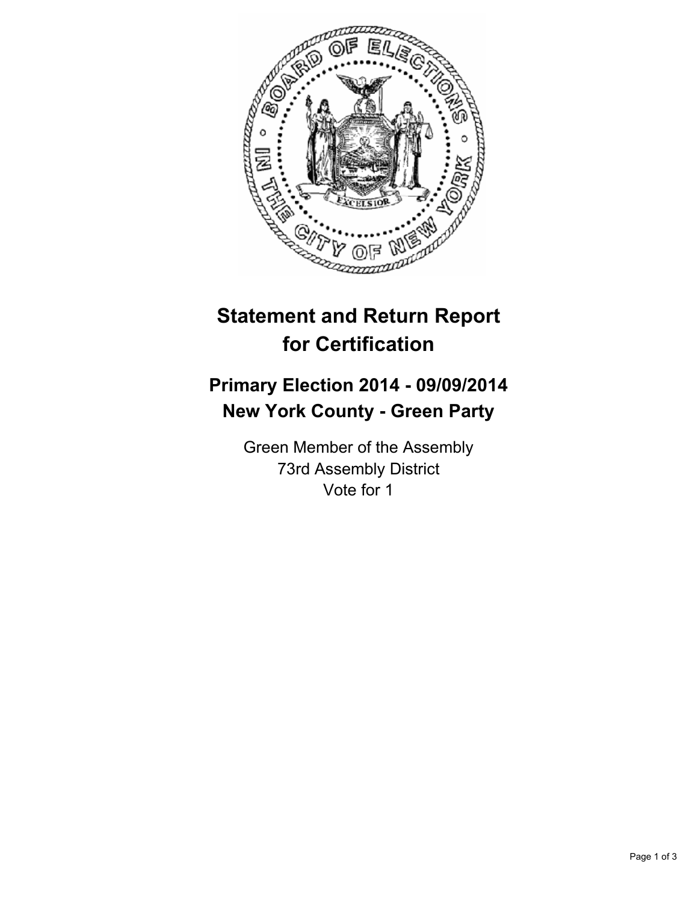# Statement and Return Report for Certification

## Primary Election 2014 - 09/09/2014
## New York County - Green Party

Green Member of the Assembly
73rd Assembly District
Vote for 1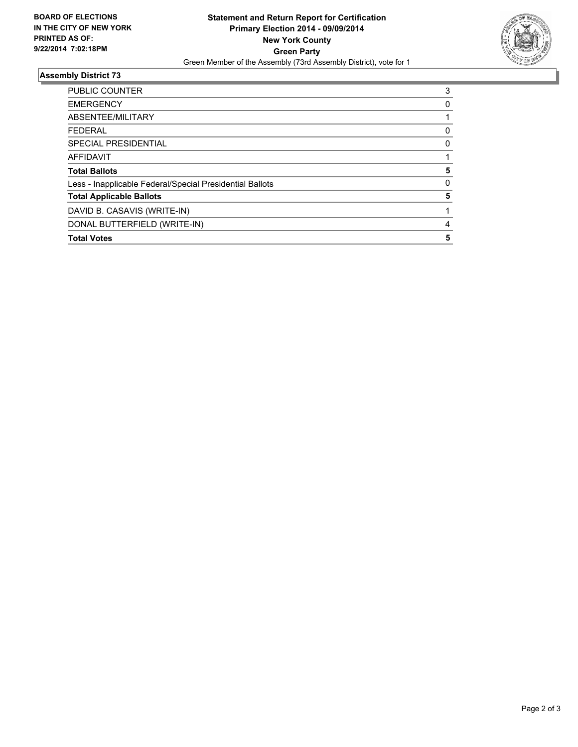**BOARD OF ELECTIONS**
**IN THE CITY OF NEW YORK**
**PRINTED AS OF:**
**9/22/2014 7:02:18PM**

**Statement and Return Report for Certification**
**Primary Election 2014 - 09/09/2014**
**New York County**
**Green Party**
Green Member of the Assembly (73rd Assembly District), vote for 1

## Assembly District 73

| | |
|---|---|
| PUBLIC COUNTER | 3 |
| EMERGENCY | 0 |
| ABSENTEE/MILITARY | 1 |
| FEDERAL | 0 |
| SPECIAL PRESIDENTIAL | 0 |
| AFFIDAVIT | 1 |
| **Total Ballots** | **5** |
| Less - Inapplicable Federal/Special Presidential Ballots | 0 |
| **Total Applicable Ballots** | **5** |
| DAVID B. CASAVIS (WRITE-IN) | 1 |
| DONAL BUTTERFIELD (WRITE-IN) | 4 |
| **Total Votes** | **5** |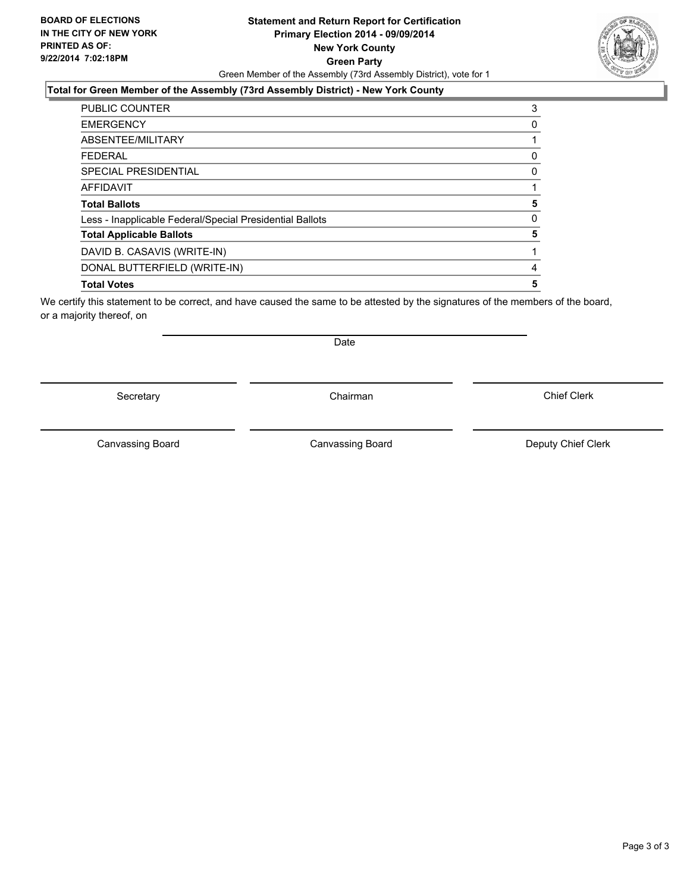**BOARD OF ELECTIONS IN THE CITY OF NEW YORK**
**PRINTED AS OF: 9/22/2014 7:02:18PM**

# Statement and Return Report for Certification
## Primary Election 2014 - 09/09/2014
## New York County
## Green Party

Green Member of the Assembly (73rd Assembly District), vote for 1

### Total for Green Member of the Assembly (73rd Assembly District) - New York County

| | |
|---|---|
| PUBLIC COUNTER | 3 |
| EMERGENCY | 0 |
| ABSENTEE/MILITARY | 1 |
| FEDERAL | 0 |
| SPECIAL PRESIDENTIAL | 0 |
| AFFIDAVIT | 1 |
| **Total Ballots** | **5** |
| Less - Inapplicable Federal/Special Presidential Ballots | 0 |
| **Total Applicable Ballots** | **5** |
| DAVID B. CASAVIS (WRITE-IN) | 1 |
| DONAL BUTTERFIELD (WRITE-IN) | 4 |
| **Total Votes** | **5** |

We certify this statement to be correct, and have caused the same to be attested by the signatures of the members of the board, or a majority thereof, on

Date

Secretary

Chairman

Chief Clerk

Canvassing Board

Canvassing Board

Deputy Chief Clerk